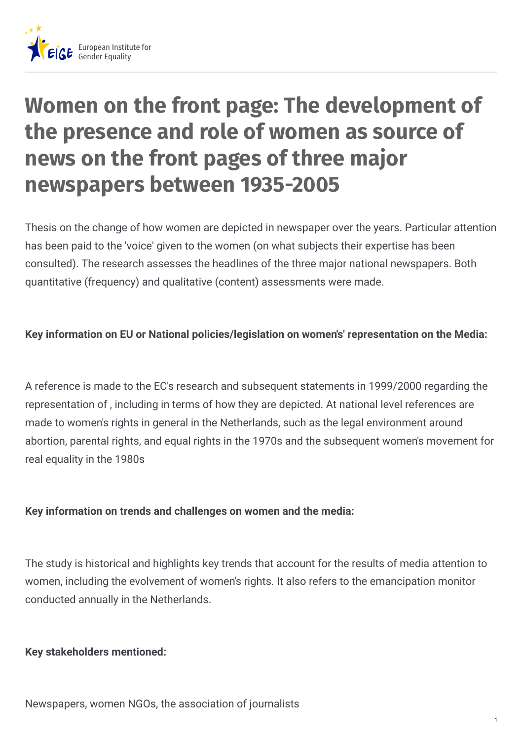European Institute for Gender Equality

# Women on the front page: The development of the presence and role of women as source of news on the front pages of three major newspapers between 1935-2005

Thesis on the change of how women are depicted in newspaper over the years. Particular attention has been paid to the 'voice' given to the women (on what subjects their expertise has been consulted). The research assesses the headlines of the three major national newspapers. Both quantitative (frequency) and qualitative (content) assessments were made.

**Key information on EU or National policies/legislation on women's' representation on the Media:**

A reference is made to the EC's research and subsequent statements in 1999/2000 regarding the representation of , including in terms of how they are depicted. At national level references are made to women's rights in general in the Netherlands, such as the legal environment around abortion, parental rights, and equal rights in the 1970s and the subsequent women's movement for real equality in the 1980s

**Key information on trends and challenges on women and the media:**

The study is historical and highlights key trends that account for the results of media attention to women, including the evolvement of women's rights. It also refers to the emancipation monitor conducted annually in the Netherlands.

**Key stakeholders mentioned:**

Newspapers, women NGOs, the association of journalists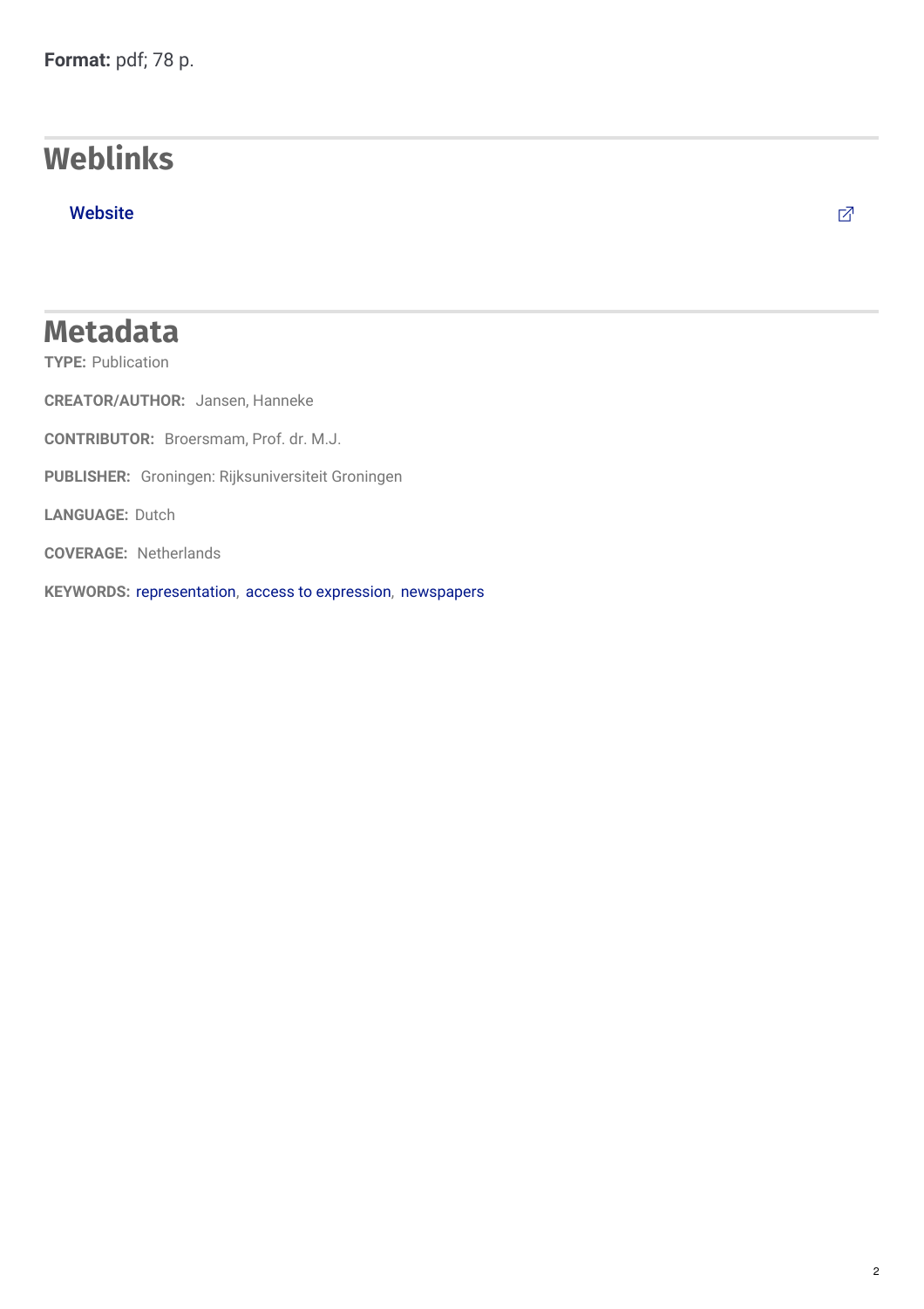**Format:** pdf; 78 p.

## Weblinks

Website

## Metadata

**TYPE:** Publication

**CREATOR/AUTHOR:** Jansen, Hanneke

**CONTRIBUTOR:** Broersmam, Prof. dr. M.J.

**PUBLISHER:** Groningen: Rijksuniversiteit Groningen

**LANGUAGE:** Dutch

**COVERAGE:** Netherlands

**KEYWORDS:** representation, access to expression, newspapers